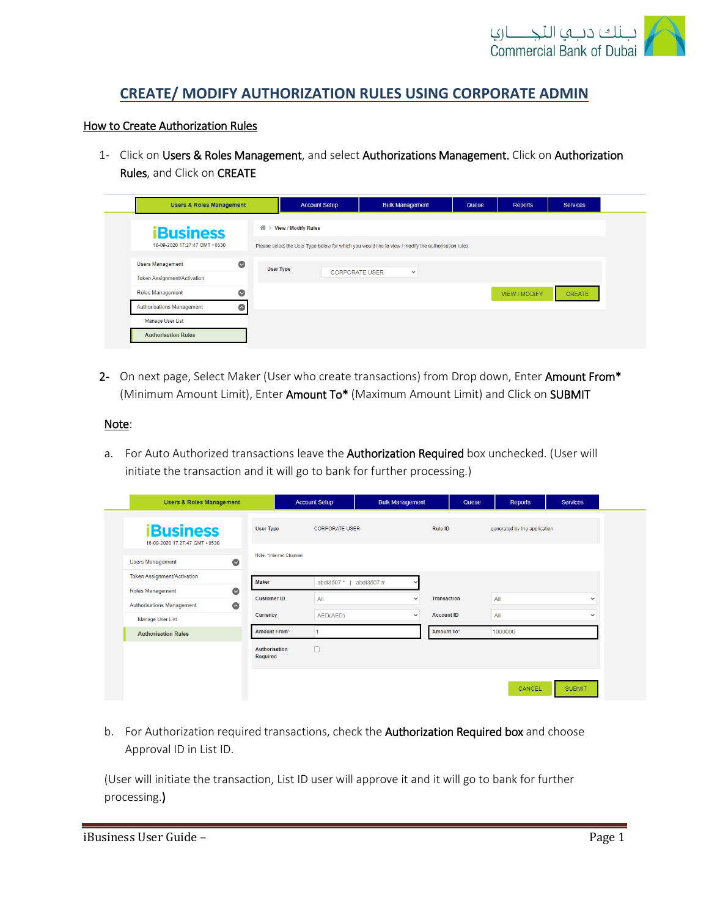# CREATE/ MODIFY AUTHORIZATION RULES USING CORPORATE ADMIN

## How to Create Authorization Rules

1- Click on **Users & Roles Management**, and select **Authorizations Management.** Click on **Authorization Rules**, and Click on **CREATE**

2- On next page, Select Maker (User who create transactions) from Drop down, Enter **Amount From\*** (Minimum Amount Limit), Enter **Amount To\*** (Maximum Amount Limit) and Click on **SUBMIT**

Note:

a. For Auto Authorized transactions leave the **Authorization Required** box unchecked. (User will initiate the transaction and it will go to bank for further processing.)

b. For Authorization required transactions, check the **Authorization Required box** and choose Approval ID in List ID.

(User will initiate the transaction, List ID user will approve it and it will go to bank for further processing.)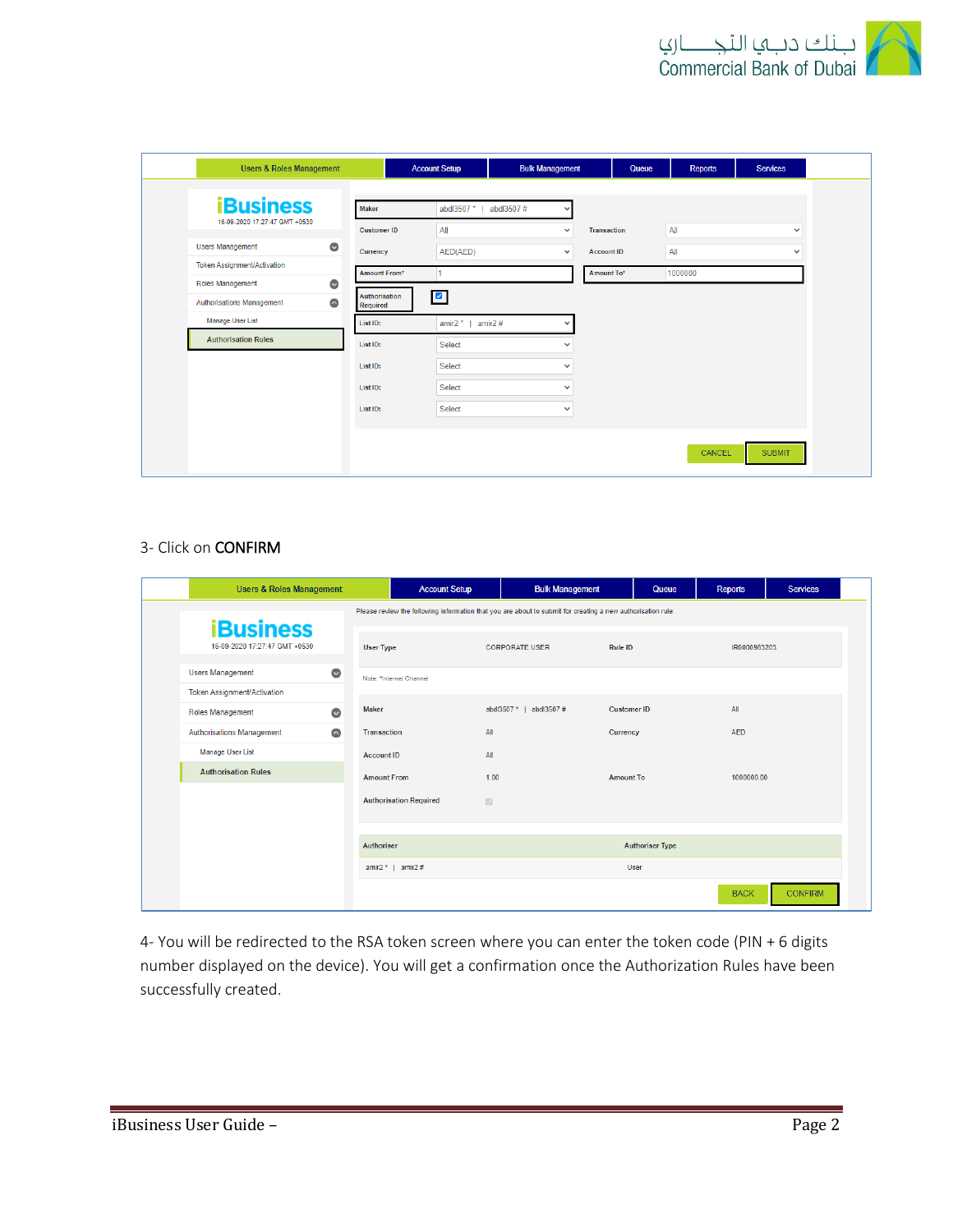3- Click on **CONFIRM**

4- You will be redirected to the RSA token screen where you can enter the token code (PIN + 6 digits number displayed on the device). You will get a confirmation once the Authorization Rules have been successfully created.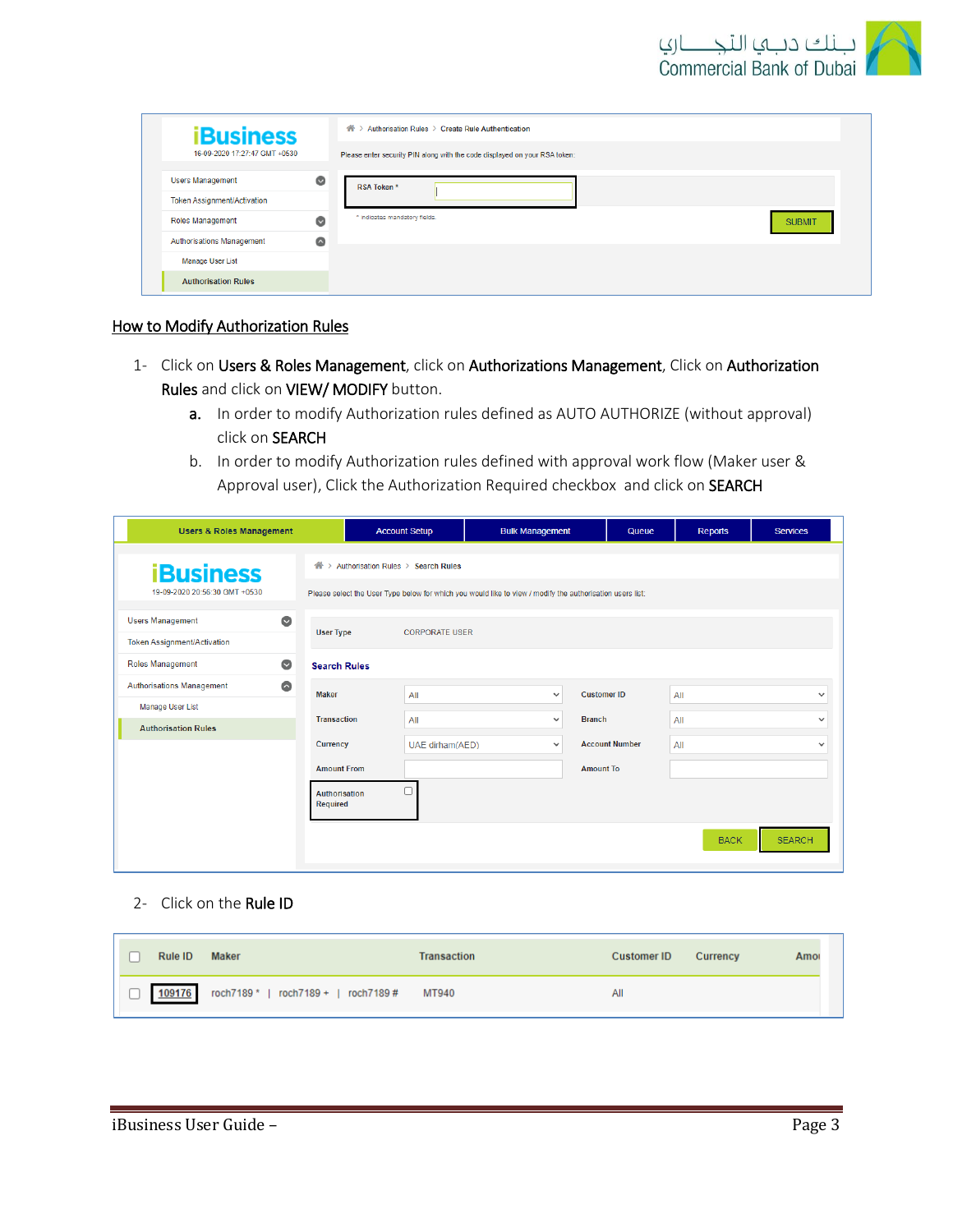## How to Modify Authorization Rules

1- Click on **Users & Roles Management**, click on **Authorizations Management**, Click on **Authorization Rules** and click on **VIEW/ MODIFY** button.

   a. In order to modify Authorization rules defined as AUTO AUTHORIZE (without approval) click on **SEARCH**

   b. In order to modify Authorization rules defined with approval work flow (Maker user & Approval user), Click the Authorization Required checkbox and click on **SEARCH**

2- Click on the **Rule ID**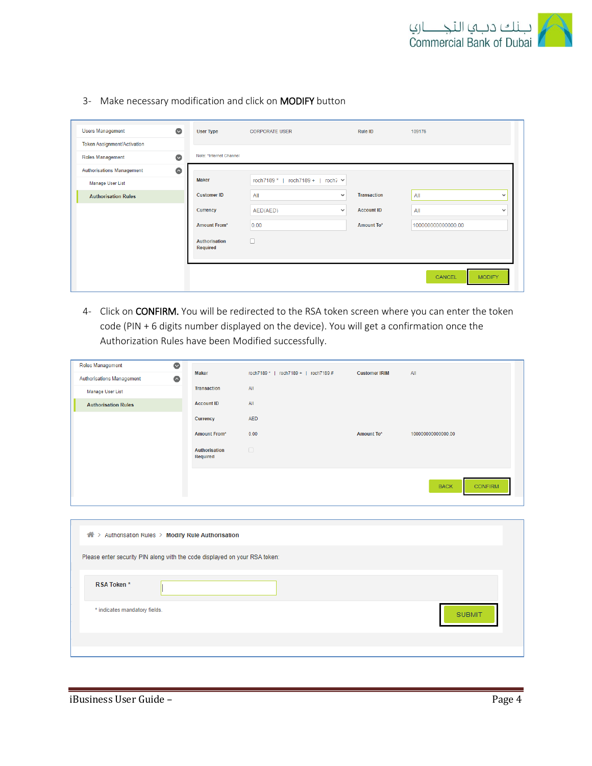3- Make necessary modification and click on **MODIFY** button

Users Management
Token Assignment/Activation
Roles Management
Authorisations Management
Manage User List
Authorisation Rules

User Type CORPORATE USER
Rule ID 109176
Note: *Internet Channel

Maker roch7189 * | roch7189 + | roch7
Customer ID All
Transaction All
Currency AED(AED)
Account ID All
Amount From* 0.00
Amount To* 100000000000000.00
Authorisation Required

CANCEL MODIFY

4- Click on **CONFIRM.** You will be redirected to the RSA token screen where you can enter the token code (PIN + 6 digits number displayed on the device). You will get a confirmation once the Authorization Rules have been Modified successfully.

Roles Management
Authorisations Management
Manage User List
Authorisation Rules

Maker roch7189 * | roch7189 + | roch7189 #
Customer IRIM All
Transaction All
Account ID All
Currency AED
Amount From* 0.00
Amount To* 100000000000000.00
Authorisation Required

BACK CONFIRM

Authorisation Rules > Modify Rule Authorisation

Please enter security PIN along with the code displayed on your RSA token:

RSA Token *

* indicates mandatory fields.

SUBMIT

iBusiness User Guide –